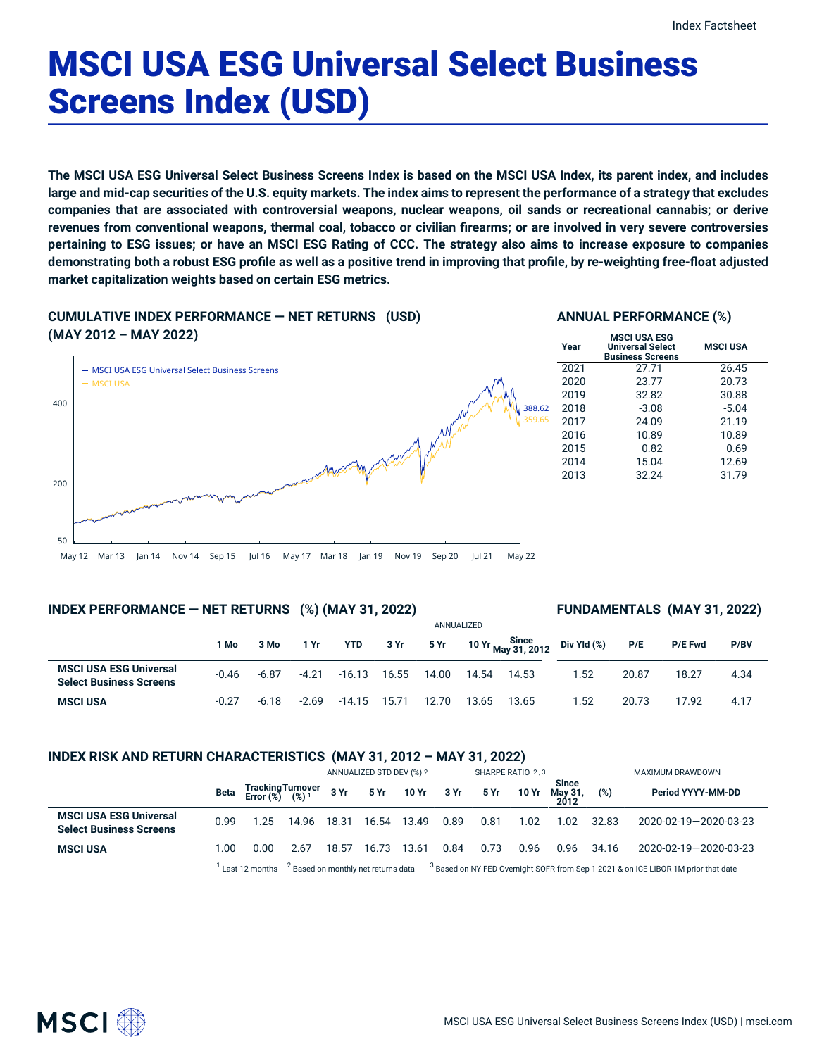# MSCI USA ESG Universal Select Business Screens Index (USD)

**The MSCI USA ESG Universal Select Business Screens Index is based on the MSCI USA Index, its parent index, and includes large and mid-cap securities of the U.S. equity markets. The index aims to represent the performance of a strategy that excludes companies that are associated with controversial weapons, nuclear weapons, oil sands or recreational cannabis; or derive revenues from conventional weapons, thermal coal, tobacco or civilian firearms; or are involved in very severe controversies pertaining to ESG issues; or have an MSCI ESG Rating of CCC. The strategy also aims to increase exposure to companies demonstrating both a robust ESG profile as well as a positive trend in improving that profile, by re-weighting free-float adjusted market capitalization weights based on certain ESG metrics.**

## CUMULATIVE INDEX PERFORMANCE — NET RETURNS (USD) (MAY 2012 – MAY 2022)

- MSCI USA ESG Universal Select Business Screens: 388.62
- MSCI USA: 359.65

## ANNUAL PERFORMANCE (%)

| Year | MSCI USA ESG Universal Select Business Screens | MSCI USA |
|---|---|---|
| 2021 | 27.71 | 26.45 |
| 2020 | 23.77 | 20.73 |
| 2019 | 32.82 | 30.88 |
| 2018 | -3.08 | -5.04 |
| 2017 | 24.09 | 21.19 |
| 2016 | 10.89 | 10.89 |
| 2015 | 0.82 | 0.69 |
| 2014 | 15.04 | 12.69 |
| 2013 | 32.24 | 31.79 |

## INDEX PERFORMANCE — NET RETURNS (%) (MAY 31, 2022) / FUNDAMENTALS (MAY 31, 2022)

| | 1 Mo | 3 Mo | 1 Yr | YTD | ANNUALIZED 3 Yr | 5 Yr | 10 Yr | Since May 31, 2012 | Div Yld (%) | P/E | P/E Fwd | P/BV |
|---|---|---|---|---|---|---|---|---|---|---|---|---|
| **MSCI USA ESG Universal Select Business Screens** | -0.46 | -6.87 | -4.21 | -16.13 | 16.55 | 14.00 | 14.54 | 14.53 | 1.52 | 20.87 | 18.27 | 4.34 |
| **MSCI USA** | -0.27 | -6.18 | -2.69 | -14.15 | 15.71 | 12.70 | 13.65 | 13.65 | 1.52 | 20.73 | 17.92 | 4.17 |

## INDEX RISK AND RETURN CHARACTERISTICS (MAY 31, 2012 – MAY 31, 2022)

| | Beta | Tracking Error (%) | Turnover (%) [1] | ANNUALIZED STD DEV (%) [2] 3 Yr | 5 Yr | 10 Yr | SHARPE RATIO [2,3] 3 Yr | 5 Yr | 10 Yr | Since May 31, 2012 | MAXIMUM DRAWDOWN (%) | Period YYYY-MM-DD |
|---|---|---|---|---|---|---|---|---|---|---|---|---|
| **MSCI USA ESG Universal Select Business Screens** | 0.99 | 1.25 | 14.96 | 18.31 | 16.54 | 13.49 | 0.89 | 0.81 | 1.02 | 1.02 | 32.83 | 2020-02-19—2020-03-23 |
| **MSCI USA** | 1.00 | 0.00 | 2.67 | 18.57 | 16.73 | 13.61 | 0.84 | 0.73 | 0.96 | 0.96 | 34.16 | 2020-02-19—2020-03-23 |

[1] Last 12 months [2] Based on monthly net returns data [3] Based on NY FED Overnight SOFR from Sep 1 2021 & on ICE LIBOR 1M prior that date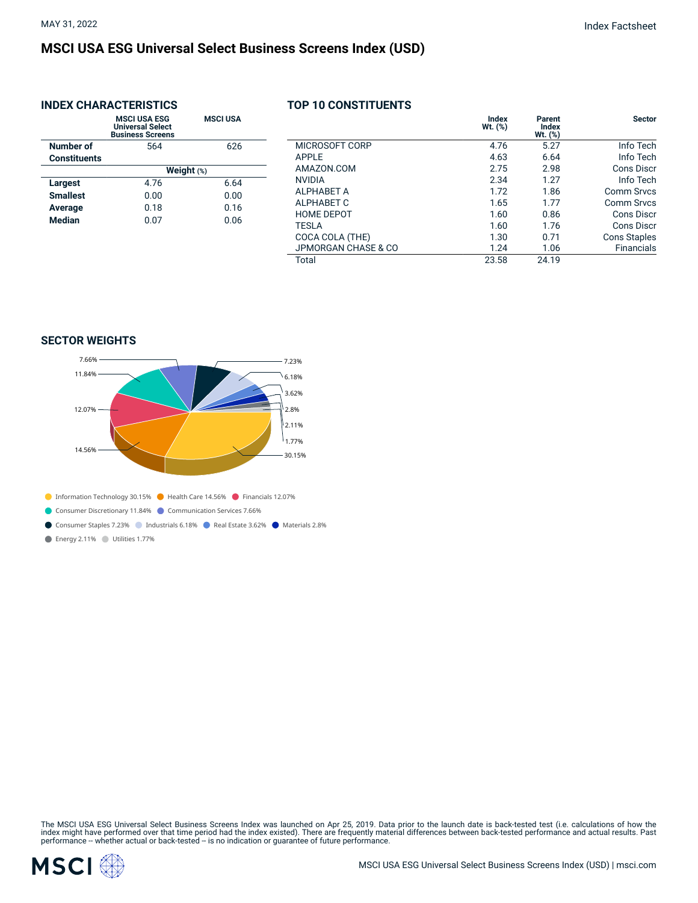MAY 31, 2022

Index Factsheet

# MSCI USA ESG Universal Select Business Screens Index (USD)

## INDEX CHARACTERISTICS

| | MSCI USA ESG Universal Select Business Screens | MSCI USA |
|---|---|---|
| **Number of Constituents** | 564 | 626 |
| | **Weight** (%) | |
| **Largest** | 4.76 | 6.64 |
| **Smallest** | 0.00 | 0.00 |
| **Average** | 0.18 | 0.16 |
| **Median** | 0.07 | 0.06 |

## TOP 10 CONSTITUENTS

| | Index Wt. (%) | Parent Index Wt. (%) | Sector |
|---|---|---|---|
| MICROSOFT CORP | 4.76 | 5.27 | Info Tech |
| APPLE | 4.63 | 6.64 | Info Tech |
| AMAZON.COM | 2.75 | 2.98 | Cons Discr |
| NVIDIA | 2.34 | 1.27 | Info Tech |
| ALPHABET A | 1.72 | 1.86 | Comm Srvcs |
| ALPHABET C | 1.65 | 1.77 | Comm Srvcs |
| HOME DEPOT | 1.60 | 0.86 | Cons Discr |
| TESLA | 1.60 | 1.76 | Cons Discr |
| COCA COLA (THE) | 1.30 | 0.71 | Cons Staples |
| JPMORGAN CHASE & CO | 1.24 | 1.06 | Financials |
| Total | 23.58 | 24.19 | |

## SECTOR WEIGHTS

- Information Technology 30.15%
- Health Care 14.56%
- Financials 12.07%
- Consumer Discretionary 11.84%
- Communication Services 7.66%
- Consumer Staples 7.23%
- Industrials 6.18%
- Real Estate 3.62%
- Materials 2.8%
- Energy 2.11%
- Utilities 1.77%

The MSCI USA ESG Universal Select Business Screens Index was launched on Apr 25, 2019. Data prior to the launch date is back-tested test (i.e. calculations of how the index might have performed over that time period had the index existed). There are frequently material differences between back-tested performance and actual results. Past performance -- whether actual or back-tested -- is no indication or guarantee of future performance.

MSCI USA ESG Universal Select Business Screens Index (USD) | msci.com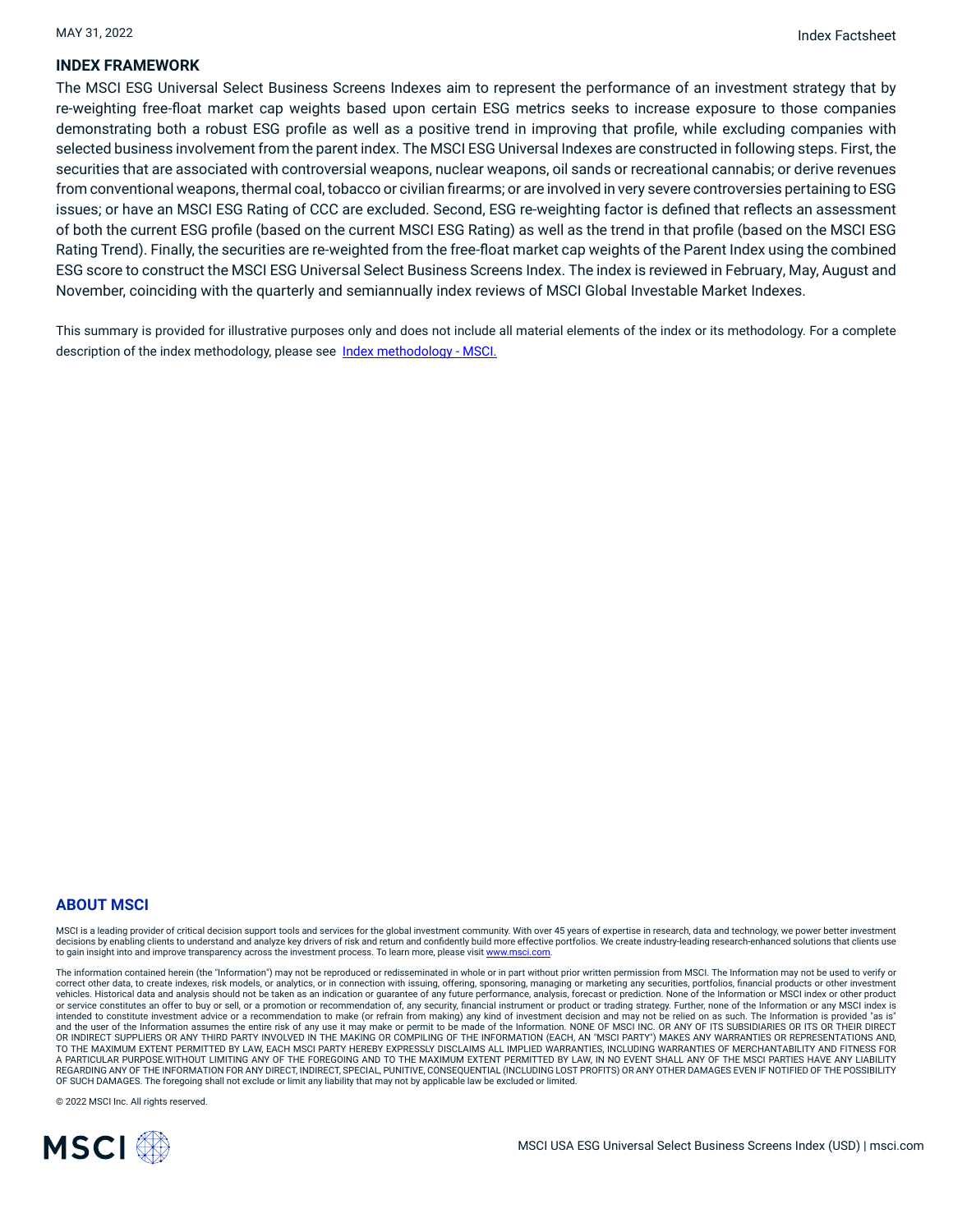## INDEX FRAMEWORK

The MSCI ESG Universal Select Business Screens Indexes aim to represent the performance of an investment strategy that by re-weighting free-float market cap weights based upon certain ESG metrics seeks to increase exposure to those companies demonstrating both a robust ESG profile as well as a positive trend in improving that profile, while excluding companies with selected business involvement from the parent index. The MSCI ESG Universal Indexes are constructed in following steps. First, the securities that are associated with controversial weapons, nuclear weapons, oil sands or recreational cannabis; or derive revenues from conventional weapons, thermal coal, tobacco or civilian firearms; or are involved in very severe controversies pertaining to ESG issues; or have an MSCI ESG Rating of CCC are excluded. Second, ESG re-weighting factor is defined that reflects an assessment of both the current ESG profile (based on the current MSCI ESG Rating) as well as the trend in that profile (based on the MSCI ESG Rating Trend). Finally, the securities are re-weighted from the free-float market cap weights of the Parent Index using the combined ESG score to construct the MSCI ESG Universal Select Business Screens Index. The index is reviewed in February, May, August and November, coinciding with the quarterly and semiannually index reviews of MSCI Global Investable Market Indexes.

This summary is provided for illustrative purposes only and does not include all material elements of the index or its methodology. For a complete description of the index methodology, please see [Index methodology - MSCI.](https://www.msci.com/index-methodology)

## ABOUT MSCI

MSCI is a leading provider of critical decision support tools and services for the global investment community. With over 45 years of expertise in research, data and technology, we power better investment decisions by enabling clients to understand and analyze key drivers of risk and return and confidently build more effective portfolios. We create industry-leading research-enhanced solutions that clients use to gain insight into and improve transparency across the investment process. To learn more, please visit www.msci.com.

The information contained herein (the "Information") may not be reproduced or redisseminated in whole or in part without prior written permission from MSCI. The Information may not be used to verify or correct other data, to create indexes, risk models, or analytics, or in connection with issuing, offering, sponsoring, managing or marketing any securities, portfolios, financial products or other investment vehicles. Historical data and analysis should not be taken as an indication or guarantee of any future performance, analysis, forecast or prediction. None of the Information or MSCI index or other product or service constitutes an offer to buy or sell, or a promotion or recommendation of, any security, financial instrument or product or trading strategy. Further, none of the Information or any MSCI index is intended to constitute investment advice or a recommendation to make (or refrain from making) any kind of investment decision and may not be relied on as such. The Information is provided "as is" and the user of the Information assumes the entire risk of any use it may make or permit to be made of the Information. NONE OF MSCI INC. OR ANY OF ITS SUBSIDIARIES OR ITS OR THEIR DIRECT OR INDIRECT SUPPLIERS OR ANY THIRD PARTY INVOLVED IN THE MAKING OR COMPILING OF THE INFORMATION (EACH, AN "MSCI PARTY") MAKES ANY WARRANTIES OR REPRESENTATIONS AND, TO THE MAXIMUM EXTENT PERMITTED BY LAW, EACH MSCI PARTY HEREBY EXPRESSLY DISCLAIMS ALL IMPLIED WARRANTIES, INCLUDING WARRANTIES OF MERCHANTABILITY AND FITNESS FOR A PARTICULAR PURPOSE.WITHOUT LIMITING ANY OF THE FOREGOING AND TO THE MAXIMUM EXTENT PERMITTED BY LAW, IN NO EVENT SHALL ANY OF THE MSCI PARTIES HAVE ANY LIABILITY REGARDING ANY OF THE INFORMATION FOR ANY DIRECT, INDIRECT, SPECIAL, PUNITIVE, CONSEQUENTIAL (INCLUDING LOST PROFITS) OR ANY OTHER DAMAGES EVEN IF NOTIFIED OF THE POSSIBILITY OF SUCH DAMAGES. The foregoing shall not exclude or limit any liability that may not by applicable law be excluded or limited.

© 2022 MSCI Inc. All rights reserved.